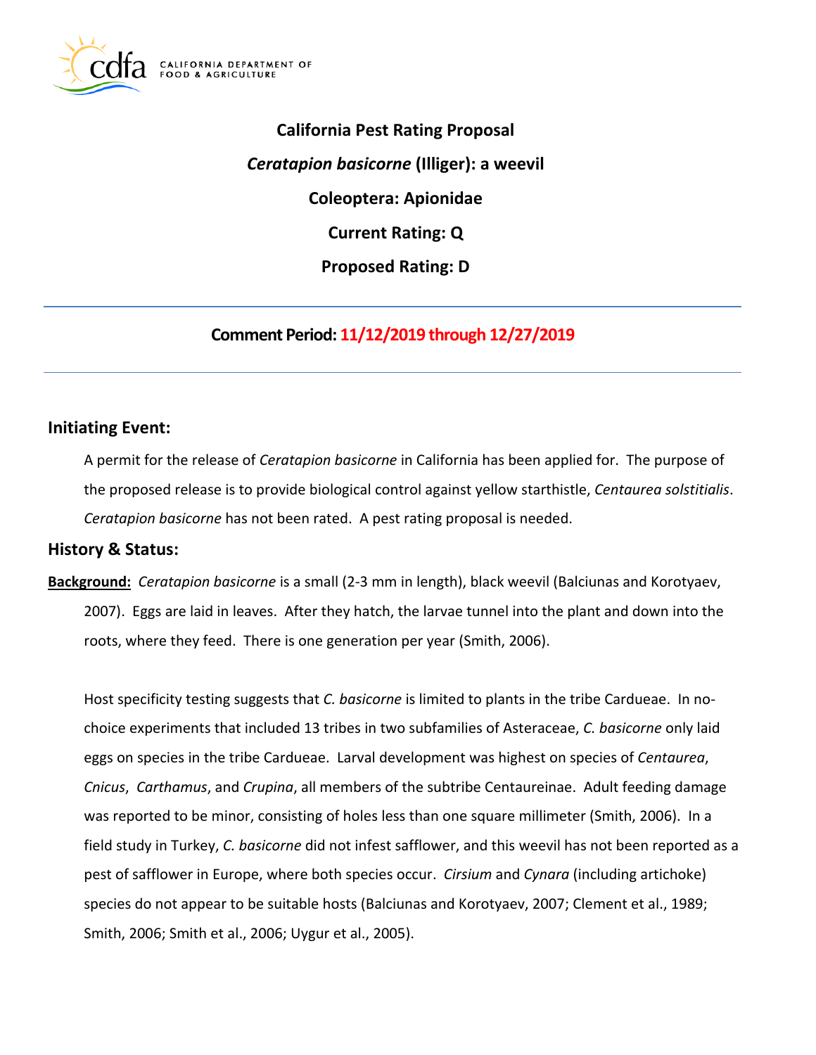**California Pest Rating Proposal**

***Ceratapion basicorne* (Illiger): a weevil**

**Coleoptera: Apionidae**

**Current Rating: Q**

**Proposed Rating: D**

---

**Comment Period: 11/12/2019 through 12/27/2019**

---

## Initiating Event:

A permit for the release of *Ceratapion basicorne* in California has been applied for. The purpose of the proposed release is to provide biological control against yellow starthistle, *Centaurea solstitialis*. *Ceratapion basicorne* has not been rated. A pest rating proposal is needed.

## History & Status:

**Background:** *Ceratapion basicorne* is a small (2-3 mm in length), black weevil (Balciunas and Korotyaev, 2007). Eggs are laid in leaves. After they hatch, the larvae tunnel into the plant and down into the roots, where they feed. There is one generation per year (Smith, 2006).

Host specificity testing suggests that *C. basicorne* is limited to plants in the tribe Cardueae. In no-choice experiments that included 13 tribes in two subfamilies of Asteraceae, *C. basicorne* only laid eggs on species in the tribe Cardueae. Larval development was highest on species of *Centaurea*, *Cnicus*, *Carthamus*, and *Crupina*, all members of the subtribe Centaureinae. Adult feeding damage was reported to be minor, consisting of holes less than one square millimeter (Smith, 2006). In a field study in Turkey, *C. basicorne* did not infest safflower, and this weevil has not been reported as a pest of safflower in Europe, where both species occur. *Cirsium* and *Cynara* (including artichoke) species do not appear to be suitable hosts (Balciunas and Korotyaev, 2007; Clement et al., 1989; Smith, 2006; Smith et al., 2006; Uygur et al., 2005).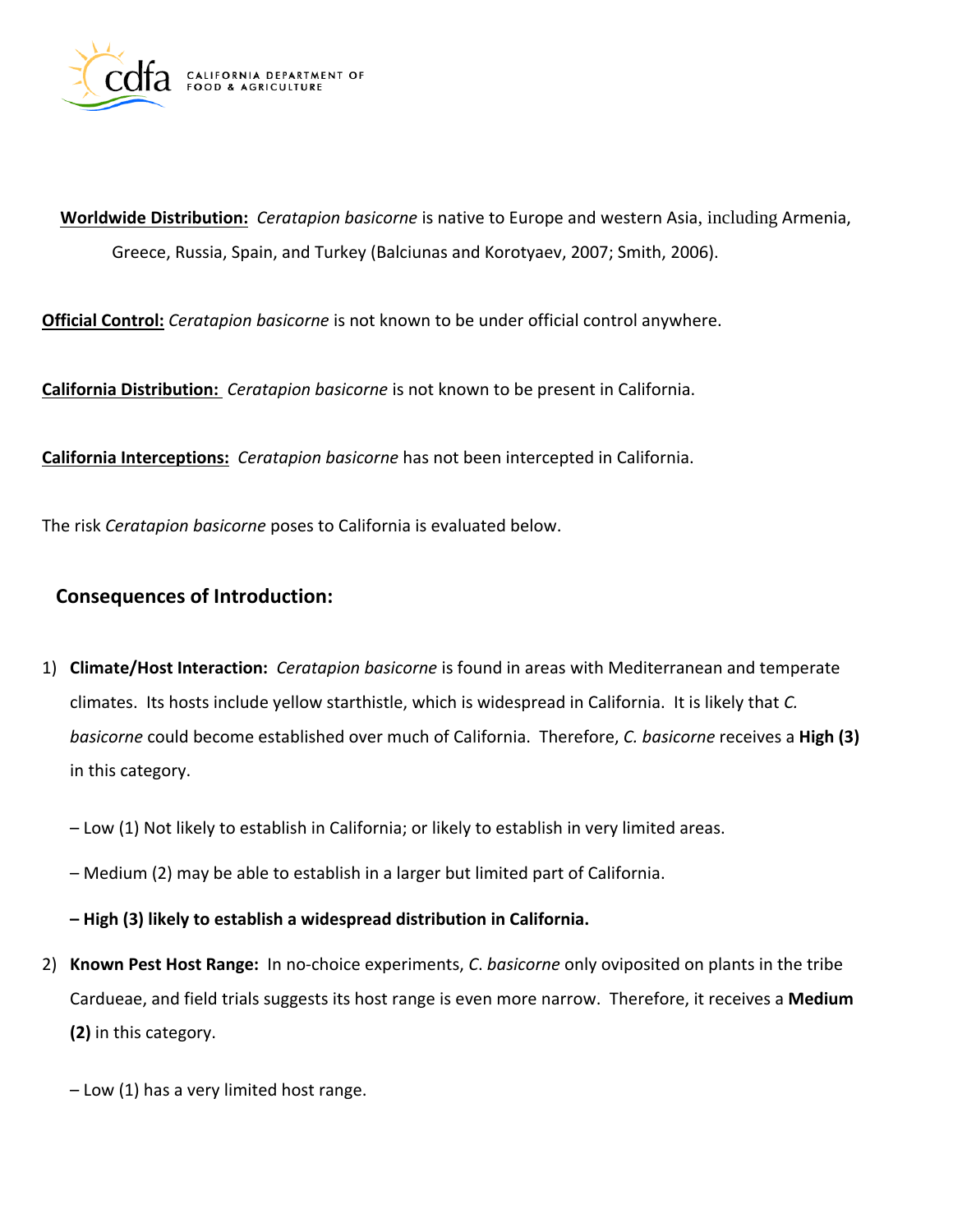**Worldwide Distribution:** *Ceratapion basicorne* is native to Europe and western Asia, including Armenia, Greece, Russia, Spain, and Turkey (Balciunas and Korotyaev, 2007; Smith, 2006).

**Official Control:** *Ceratapion basicorne* is not known to be under official control anywhere.

**California Distribution:** *Ceratapion basicorne* is not known to be present in California.

**California Interceptions:** *Ceratapion basicorne* has not been intercepted in California.

The risk *Ceratapion basicorne* poses to California is evaluated below.

## Consequences of Introduction:

1) **Climate/Host Interaction:** *Ceratapion basicorne* is found in areas with Mediterranean and temperate climates. Its hosts include yellow starthistle, which is widespread in California. It is likely that *C. basicorne* could become established over much of California. Therefore, *C. basicorne* receives a **High (3)** in this category.

   – Low (1) Not likely to establish in California; or likely to establish in very limited areas.

   – Medium (2) may be able to establish in a larger but limited part of California.

   **– High (3) likely to establish a widespread distribution in California.**

2) **Known Pest Host Range:** In no-choice experiments, *C. basicorne* only oviposited on plants in the tribe Cardueae, and field trials suggests its host range is even more narrow. Therefore, it receives a **Medium (2)** in this category.

   – Low (1) has a very limited host range.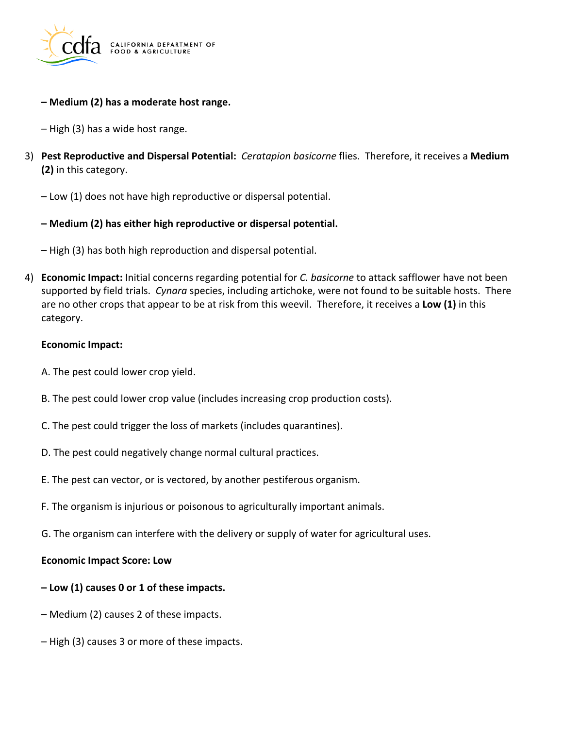**– Medium (2) has a moderate host range.**

– High (3) has a wide host range.

3) **Pest Reproductive and Dispersal Potential:** *Ceratapion basicorne* flies. Therefore, it receives a **Medium (2)** in this category.

   – Low (1) does not have high reproductive or dispersal potential.

   **– Medium (2) has either high reproductive or dispersal potential.**

   – High (3) has both high reproduction and dispersal potential.

4) **Economic Impact:** Initial concerns regarding potential for *C. basicorne* to attack safflower have not been supported by field trials. *Cynara* species, including artichoke, were not found to be suitable hosts. There are no other crops that appear to be at risk from this weevil. Therefore, it receives a **Low (1)** in this category.

   **Economic Impact:**

   A. The pest could lower crop yield.

   B. The pest could lower crop value (includes increasing crop production costs).

   C. The pest could trigger the loss of markets (includes quarantines).

   D. The pest could negatively change normal cultural practices.

   E. The pest can vector, or is vectored, by another pestiferous organism.

   F. The organism is injurious or poisonous to agriculturally important animals.

   G. The organism can interfere with the delivery or supply of water for agricultural uses.

   **Economic Impact Score: Low**

   **– Low (1) causes 0 or 1 of these impacts.**

   – Medium (2) causes 2 of these impacts.

   – High (3) causes 3 or more of these impacts.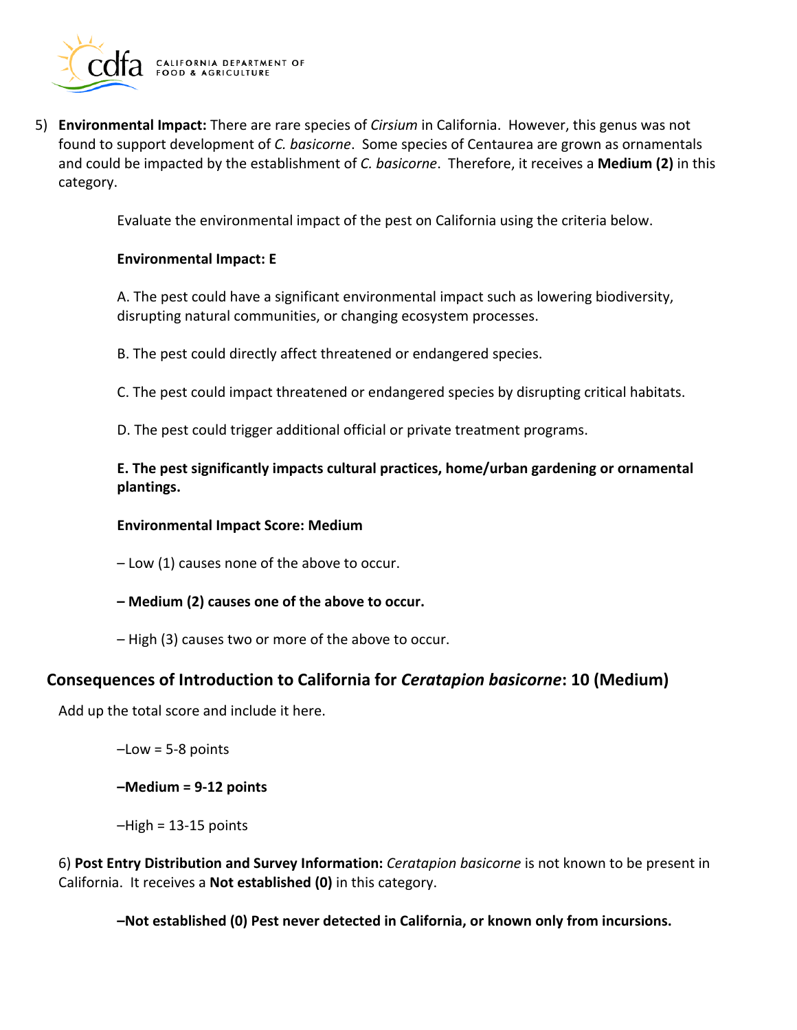5) **Environmental Impact:** There are rare species of *Cirsium* in California. However, this genus was not found to support development of *C. basicorne*. Some species of Centaurea are grown as ornamentals and could be impacted by the establishment of *C. basicorne*. Therefore, it receives a **Medium (2)** in this category.

Evaluate the environmental impact of the pest on California using the criteria below.

**Environmental Impact: E**

A. The pest could have a significant environmental impact such as lowering biodiversity, disrupting natural communities, or changing ecosystem processes.

B. The pest could directly affect threatened or endangered species.

C. The pest could impact threatened or endangered species by disrupting critical habitats.

D. The pest could trigger additional official or private treatment programs.

**E. The pest significantly impacts cultural practices, home/urban gardening or ornamental plantings.**

**Environmental Impact Score: Medium**

– Low (1) causes none of the above to occur.

**– Medium (2) causes one of the above to occur.**

– High (3) causes two or more of the above to occur.

## Consequences of Introduction to California for *Ceratapion basicorne*: 10 (Medium)

Add up the total score and include it here.

–Low = 5-8 points

**–Medium = 9-12 points**

–High = 13-15 points

6) **Post Entry Distribution and Survey Information:** *Ceratapion basicorne* is not known to be present in California. It receives a **Not established (0)** in this category.

**–Not established (0) Pest never detected in California, or known only from incursions.**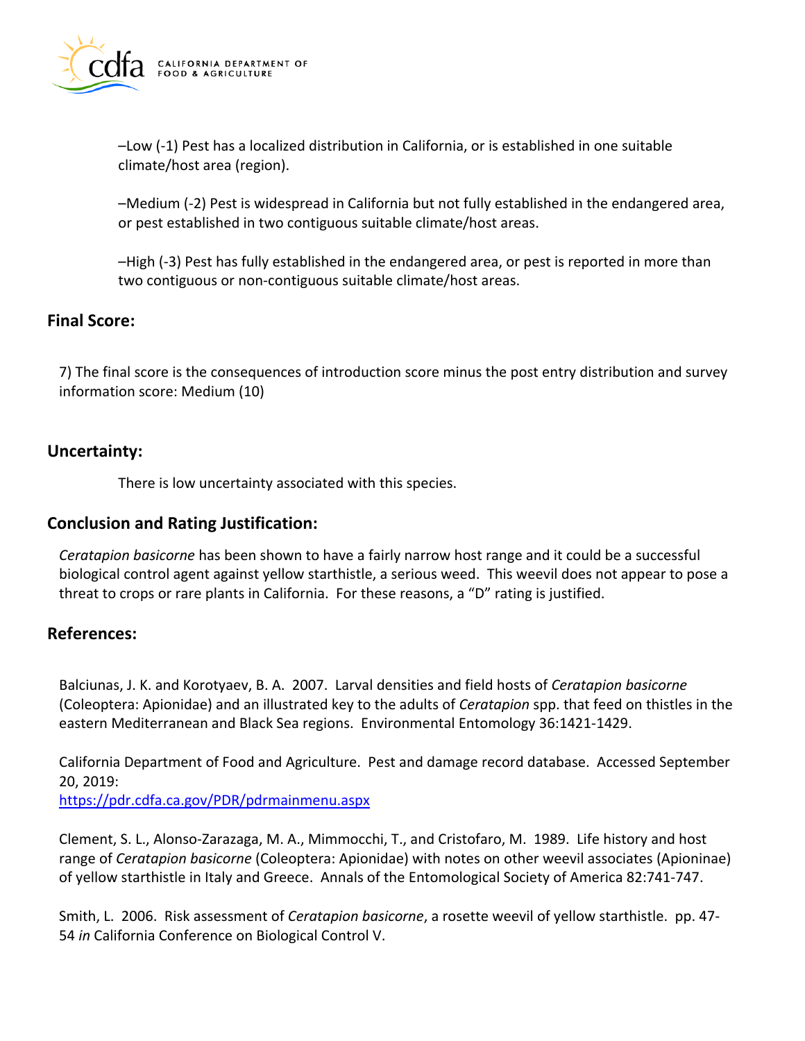–Low (-1) Pest has a localized distribution in California, or is established in one suitable climate/host area (region).

–Medium (-2) Pest is widespread in California but not fully established in the endangered area, or pest established in two contiguous suitable climate/host areas.

–High (-3) Pest has fully established in the endangered area, or pest is reported in more than two contiguous or non-contiguous suitable climate/host areas.

## Final Score:

7) The final score is the consequences of introduction score minus the post entry distribution and survey information score: Medium (10)

## Uncertainty:

There is low uncertainty associated with this species.

## Conclusion and Rating Justification:

*Ceratapion basicorne* has been shown to have a fairly narrow host range and it could be a successful biological control agent against yellow starthistle, a serious weed. This weevil does not appear to pose a threat to crops or rare plants in California. For these reasons, a "D" rating is justified.

## References:

Balciunas, J. K. and Korotyaev, B. A. 2007. Larval densities and field hosts of *Ceratapion basicorne* (Coleoptera: Apionidae) and an illustrated key to the adults of *Ceratapion* spp. that feed on thistles in the eastern Mediterranean and Black Sea regions. Environmental Entomology 36:1421-1429.

California Department of Food and Agriculture. Pest and damage record database. Accessed September 20, 2019:
https://pdr.cdfa.ca.gov/PDR/pdrmainmenu.aspx

Clement, S. L., Alonso-Zarazaga, M. A., Mimmocchi, T., and Cristofaro, M. 1989. Life history and host range of *Ceratapion basicorne* (Coleoptera: Apionidae) with notes on other weevil associates (Apioninae) of yellow starthistle in Italy and Greece. Annals of the Entomological Society of America 82:741-747.

Smith, L. 2006. Risk assessment of *Ceratapion basicorne*, a rosette weevil of yellow starthistle. pp. 47-54 *in* California Conference on Biological Control V.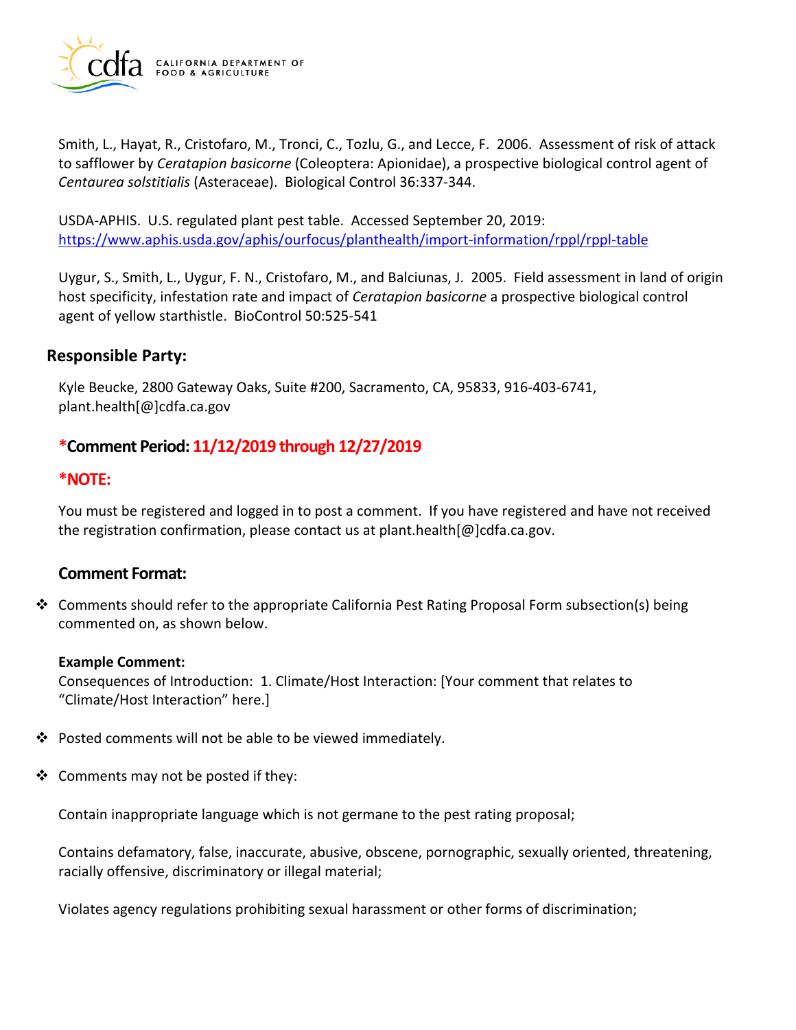Smith, L., Hayat, R., Cristofaro, M., Tronci, C., Tozlu, G., and Lecce, F. 2006. Assessment of risk of attack to safflower by *Ceratapion basicorne* (Coleoptera: Apionidae), a prospective biological control agent of *Centaurea solstitialis* (Asteraceae). Biological Control 36:337-344.

USDA-APHIS. U.S. regulated plant pest table. Accessed September 20, 2019: [https://www.aphis.usda.gov/aphis/ourfocus/planthealth/import-information/rppl/rppl-table](https://www.aphis.usda.gov/aphis/ourfocus/planthealth/import-information/rppl/rppl-table)

Uygur, S., Smith, L., Uygur, F. N., Cristofaro, M., and Balciunas, J. 2005. Field assessment in land of origin host specificity, infestation rate and impact of *Ceratapion basicorne* a prospective biological control agent of yellow starthistle. BioControl 50:525-541

## Responsible Party:

Kyle Beucke, 2800 Gateway Oaks, Suite #200, Sacramento, CA, 95833, 916-403-6741, plant.health[@]cdfa.ca.gov

### *Comment Period: 11/12/2019 through 12/27/2019

### *NOTE:

You must be registered and logged in to post a comment. If you have registered and have not received the registration confirmation, please contact us at plant.health[@]cdfa.ca.gov.

### Comment Format:

- Comments should refer to the appropriate California Pest Rating Proposal Form subsection(s) being commented on, as shown below.

  **Example Comment:**
  Consequences of Introduction: 1. Climate/Host Interaction: [Your comment that relates to "Climate/Host Interaction" here.]

- Posted comments will not be able to be viewed immediately.

- Comments may not be posted if they:

  Contain inappropriate language which is not germane to the pest rating proposal;

  Contains defamatory, false, inaccurate, abusive, obscene, pornographic, sexually oriented, threatening, racially offensive, discriminatory or illegal material;

  Violates agency regulations prohibiting sexual harassment or other forms of discrimination;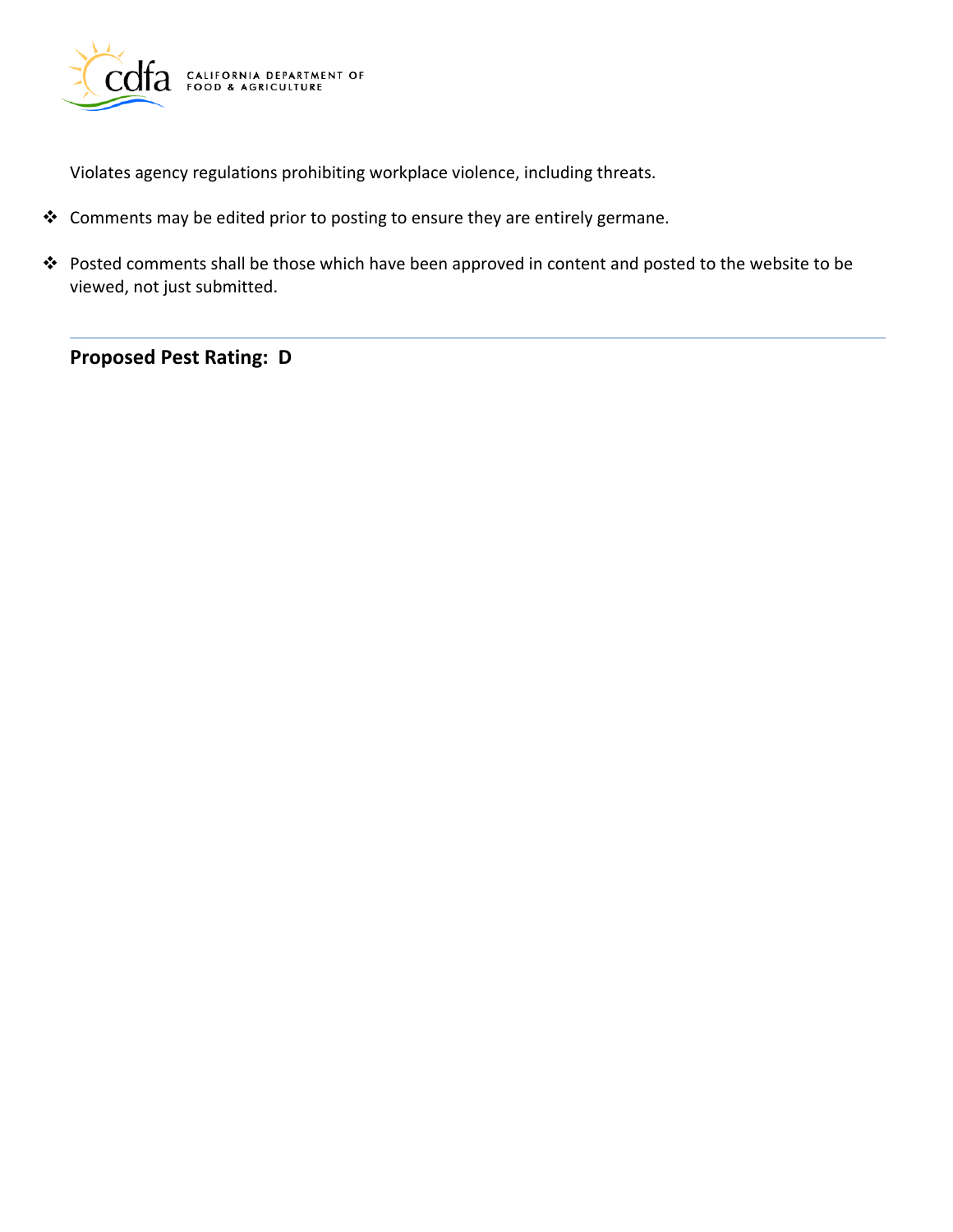Violates agency regulations prohibiting workplace violence, including threats.

- Comments may be edited prior to posting to ensure they are entirely germane.
- Posted comments shall be those which have been approved in content and posted to the website to be viewed, not just submitted.

---

**Proposed Pest Rating: D**